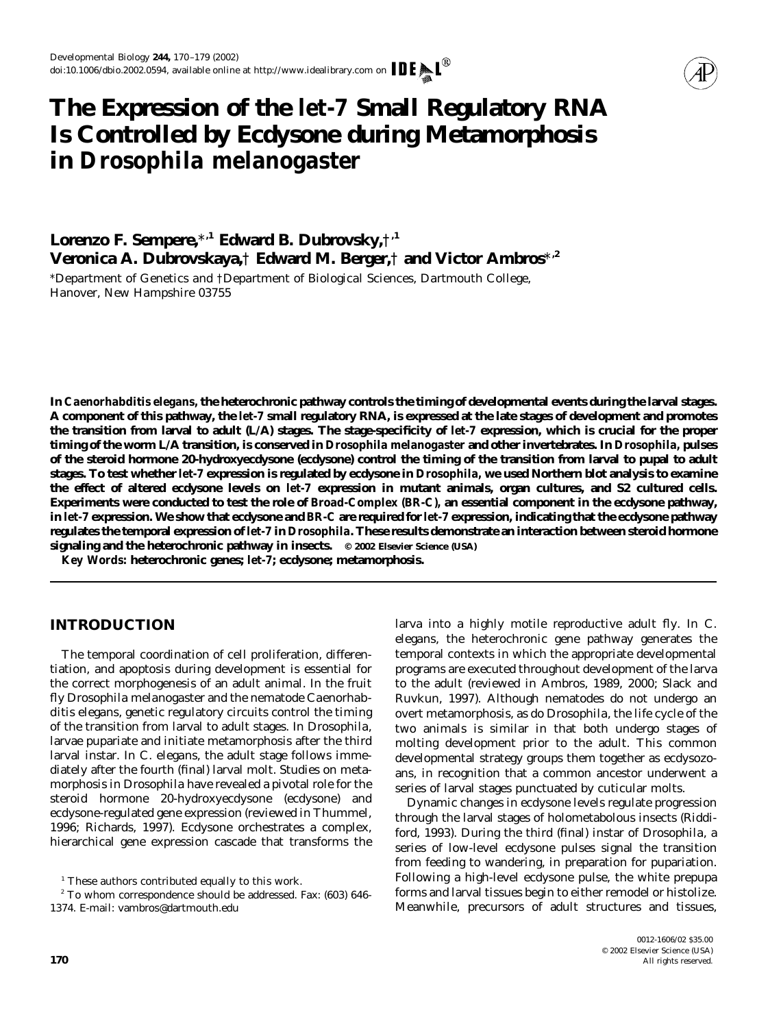# The Expression of the *let-7* Small Regulatory RNA Is Controlled by Ecdysone during Metamorphosis in *Drosophila melanogaster*

**Lorenzo F. Sempere,\*[,1] Edward B. Dubrovsky,†[,1] Veronica A. Dubrovskaya,† Edward M. Berger,† and Victor Ambros\*[,2]**

\*Department of Genetics and †Department of Biological Sciences, Dartmouth College, Hanover, New Hampshire 03755

**In *Caenorhabditis elegans*, the heterochronic pathway controls the timing of developmental events during the larval stages. A component of this pathway, the *let-7* small regulatory RNA, is expressed at the late stages of development and promotes the transition from larval to adult (L/A) stages. The stage-specificity of *let-7* expression, which is crucial for the proper timing of the worm L/A transition, is conserved in *Drosophila melanogaster* and other invertebrates. In *Drosophila*, pulses of the steroid hormone 20-hydroxyecdysone (ecdysone) control the timing of the transition from larval to pupal to adult stages. To test whether *let-7* expression is regulated by ecdysone in *Drosophila*, we used Northern blot analysis to examine the effect of altered ecdysone levels on *let-7* expression in mutant animals, organ cultures, and S2 cultured cells. Experiments were conducted to test the role of *Broad-Complex* (*BR-C*), an essential component in the ecdysone pathway, in *let-7* expression. We show that ecdysone and *BR-C* are required for *let-7* expression, indicating that the ecdysone pathway regulates the temporal expression of *let-7* in *Drosophila*. These results demonstrate an interaction between steroid hormone signaling and the heterochronic pathway in insects.** © 2002 Elsevier Science (USA)

*Key Words:* **heterochronic genes; *let-7*; ecdysone; metamorphosis.**

## INTRODUCTION

The temporal coordination of cell proliferation, differentiation, and apoptosis during development is essential for the correct morphogenesis of an adult animal. In the fruit fly Drosophila melanogaster and the nematode Caenorhabditis elegans, genetic regulatory circuits control the timing of the transition from larval to adult stages. In Drosophila, larvae pupariate and initiate metamorphosis after the third larval instar. In C. elegans, the adult stage follows immediately after the fourth (final) larval molt. Studies on metamorphosis in Drosophila have revealed a pivotal role for the steroid hormone 20-hydroxyecdysone (ecdysone) and ecdysone-regulated gene expression (reviewed in Thummel, 1996; Richards, 1997). Ecdysone orchestrates a complex, hierarchical gene expression cascade that transforms the larva into a highly motile reproductive adult fly. In C. elegans, the heterochronic gene pathway generates the temporal contexts in which the appropriate developmental programs are executed throughout development of the larva to the adult (reviewed in Ambros, 1989, 2000; Slack and Ruvkun, 1997). Although nematodes do not undergo an overt metamorphosis, as do Drosophila, the life cycle of the two animals is similar in that both undergo stages of molting development prior to the adult. This common developmental strategy groups them together as ecdysozoans, in recognition that a common ancestor underwent a series of larval stages punctuated by cuticular molts.

Dynamic changes in ecdysone levels regulate progression through the larval stages of holometabolous insects (Riddiford, 1993). During the third (final) instar of Drosophila, a series of low-level ecdysone pulses signal the transition from feeding to wandering, in preparation for pupariation. Following a high-level ecdysone pulse, the white prepupa forms and larval tissues begin to either remodel or histolize. Meanwhile, precursors of adult structures and tissues,

[1] These authors contributed equally to this work.

[2] To whom correspondence should be addressed. Fax: (603) 646-1374. E-mail: vambros@dartmouth.edu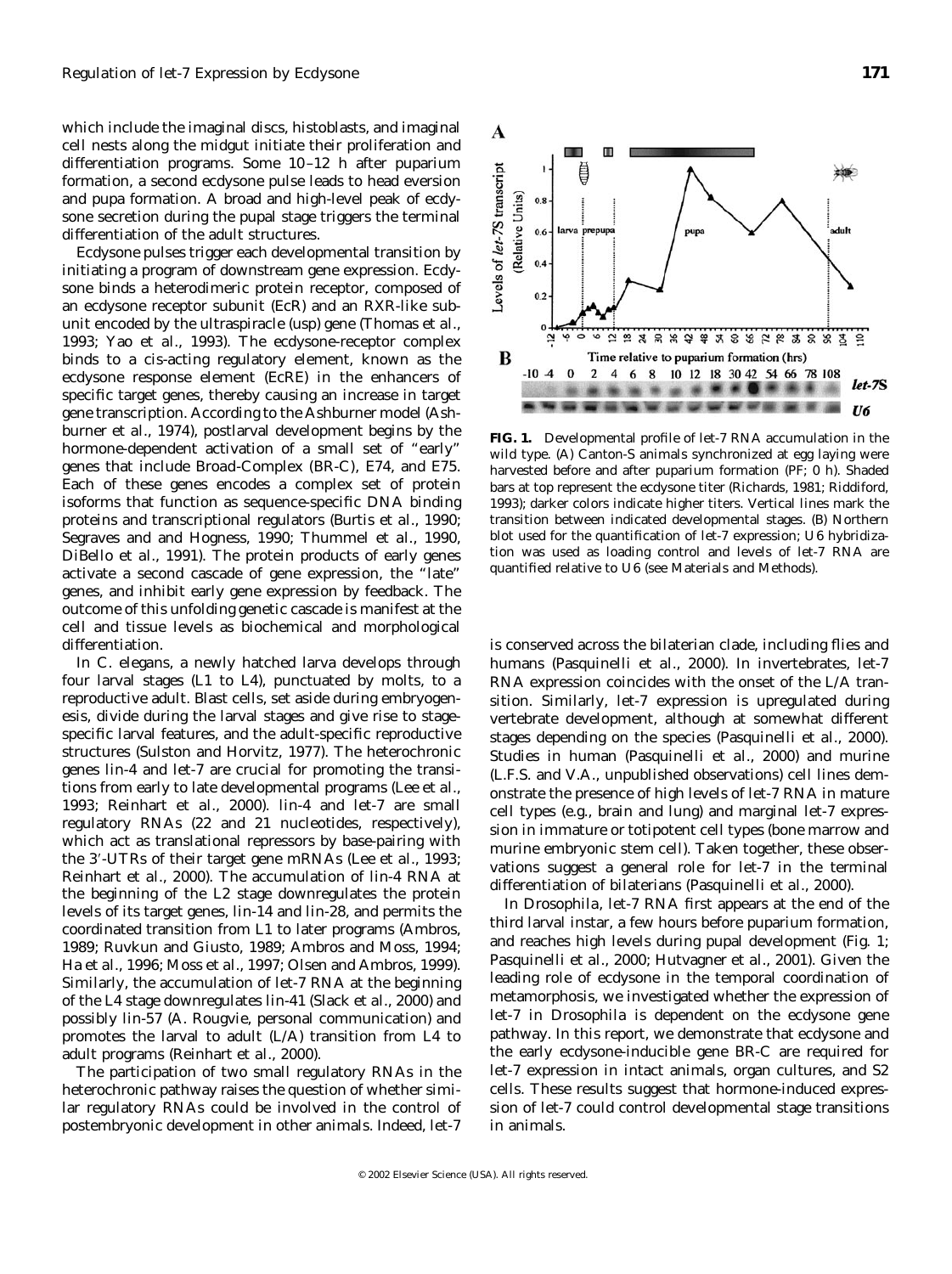which include the imaginal discs, histoblasts, and imaginal cell nests along the midgut initiate their proliferation and differentiation programs. Some 10–12 h after puparium formation, a second ecdysone pulse leads to head eversion and pupa formation. A broad and high-level peak of ecdysone secretion during the pupal stage triggers the terminal differentiation of the adult structures.

Ecdysone pulses trigger each developmental transition by initiating a program of downstream gene expression. Ecdysone binds a heterodimeric protein receptor, composed of an ecdysone receptor subunit (EcR) and an RXR-like subunit encoded by the ultraspiracle (usp) gene (Thomas et al., 1993; Yao et al., 1993). The ecdysone-receptor complex binds to a cis-acting regulatory element, known as the ecdysone response element (EcRE) in the enhancers of specific target genes, thereby causing an increase in target gene transcription. According to the Ashburner model (Ashburner et al., 1974), postlarval development begins by the hormone-dependent activation of a small set of "early" genes that include Broad-Complex (BR-C), E74, and E75. Each of these genes encodes a complex set of protein isoforms that function as sequence-specific DNA binding proteins and transcriptional regulators (Burtis et al., 1990; Segraves and and Hogness, 1990; Thummel et al., 1990, DiBello et al., 1991). The protein products of early genes activate a second cascade of gene expression, the "late" genes, and inhibit early gene expression by feedback. The outcome of this unfolding genetic cascade is manifest at the cell and tissue levels as biochemical and morphological differentiation.

In *C. elegans*, a newly hatched larva develops through four larval stages (L1 to L4), punctuated by molts, to a reproductive adult. Blast cells, set aside during embryogenesis, divide during the larval stages and give rise to stage-specific larval features, and the adult-specific reproductive structures (Sulston and Horvitz, 1977). The heterochronic genes lin-4 and let-7 are crucial for promoting the transitions from early to late developmental programs (Lee et al., 1993; Reinhart et al., 2000). lin-4 and let-7 are small regulatory RNAs (22 and 21 nucleotides, respectively), which act as translational repressors by base-pairing with the 3′-UTRs of their target gene mRNAs (Lee et al., 1993; Reinhart et al., 2000). The accumulation of lin-4 RNA at the beginning of the L2 stage downregulates the protein levels of its target genes, lin-14 and lin-28, and permits the coordinated transition from L1 to later programs (Ambros, 1989; Ruvkun and Giusto, 1989; Ambros and Moss, 1994; Ha et al., 1996; Moss et al., 1997; Olsen and Ambros, 1999). Similarly, the accumulation of let-7 RNA at the beginning of the L4 stage downregulates lin-41 (Slack et al., 2000) and possibly lin-57 (A. Rougvie, personal communication) and promotes the larval to adult (L/A) transition from L4 to adult programs (Reinhart et al., 2000).

The participation of two small regulatory RNAs in the heterochronic pathway raises the question of whether similar regulatory RNAs could be involved in the control of postembryonic development in other animals. Indeed, let-7 is conserved across the bilaterian clade, including flies and humans (Pasquinelli et al., 2000). In invertebrates, let-7 RNA expression coincides with the onset of the L/A transition. Similarly, let-7 expression is upregulated during vertebrate development, although at somewhat different stages depending on the species (Pasquinelli et al., 2000). Studies in human (Pasquinelli et al., 2000) and murine (L.F.S. and V.A., unpublished observations) cell lines demonstrate the presence of high levels of let-7 RNA in mature cell types (e.g., brain and lung) and marginal let-7 expression in immature or totipotent cell types (bone marrow and murine embryonic stem cell). Taken together, these observations suggest a general role for let-7 in the terminal differentiation of bilaterians (Pasquinelli et al., 2000).

In *Drosophila*, let-7 RNA first appears at the end of the third larval instar, a few hours before puparium formation, and reaches high levels during pupal development (Fig. 1; Pasquinelli et al., 2000; Hutvagner et al., 2001). Given the leading role of ecdysone in the temporal coordination of metamorphosis, we investigated whether the expression of let-7 in *Drosophila* is dependent on the ecdysone gene pathway. In this report, we demonstrate that ecdysone and the early ecdysone-inducible gene BR-C are required for let-7 expression in intact animals, organ cultures, and S2 cells. These results suggest that hormone-induced expression of let-7 could control developmental stage transitions in animals.

**FIG. 1.** Developmental profile of let-7 RNA accumulation in the wild type. (A) Canton-S animals synchronized at egg laying were harvested before and after puparium formation (PF; 0 h). Shaded bars at top represent the ecdysone titer (Richards, 1981; Riddiford, 1993); darker colors indicate higher titers. Vertical lines mark the transition between indicated developmental stages. (B) Northern blot used for the quantification of let-7 expression; U6 hybridization was used as loading control and levels of let-7 RNA are quantified relative to U6 (see Materials and Methods).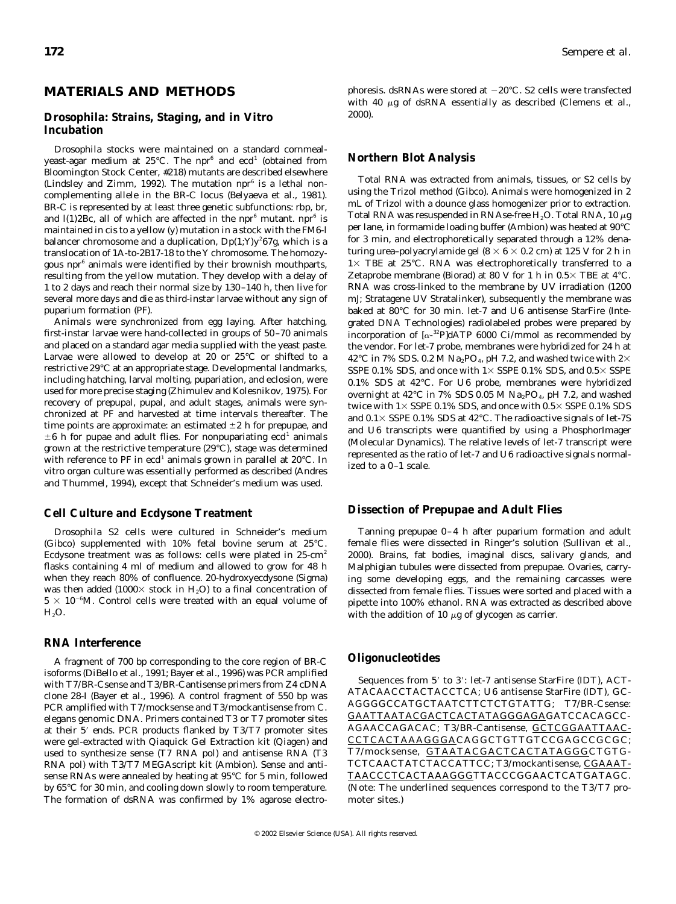## MATERIALS AND METHODS

### *Drosophila*: Strains, Staging, and *in Vitro* Incubation

Drosophila stocks were maintained on a standard cornmeal-yeast-agar medium at 25°C. The *npr*[6] and *ecd*[1] (obtained from Bloomington Stock Center, #218) mutants are described elsewhere (Lindsley and Zimm, 1992). The mutation *npr*[6] is a lethal non-complementing allele in the BR-C locus (Belyaeva *et al.*, 1981). BR-C is represented by at least three genetic subfunctions: *rbp*, *br*, and *l(1)2Bc*, all of which are affected in the *npr*[6] mutant. *npr*[6] is maintained in cis to a yellow (*y*) mutation in a stock with the FM6-l balancer chromosome and a duplication, Dp(1;Y)$y^2$67g, which is a translocation of 1A-to-2B17-18 to the Y chromosome. The homozygous *npr*[6] animals were identified by their brownish mouthparts, resulting from the yellow mutation. They develop with a delay of 1 to 2 days and reach their normal size by 130–140 h, then live for several more days and die as third-instar larvae without any sign of puparium formation (PF).

Animals were synchronized from egg laying. After hatching, first-instar larvae were hand-collected in groups of 50–70 animals and placed on a standard agar media supplied with the yeast paste. Larvae were allowed to develop at 20 or 25°C or shifted to a restrictive 29°C at an appropriate stage. Developmental landmarks, including hatching, larval molting, pupariation, and eclosion, were used for more precise staging (Zhimulev and Kolesnikov, 1975). For recovery of prepupal, pupal, and adult stages, animals were synchronized at PF and harvested at time intervals thereafter. The time points are approximate: an estimated ±2 h for prepupae, and ±6 h for pupae and adult flies. For nonpupariating *ecd*[1] animals grown at the restrictive temperature (29°C), stage was determined with reference to PF in *ecd*[1] animals grown in parallel at 20°C. *In vitro* organ culture was essentially performed as described (Andres and Thummel, 1994), except that Schneider's medium was used.

### Cell Culture and Ecdysone Treatment

*Drosophila* S2 cells were cultured in Schneider's medium (Gibco) supplemented with 10% fetal bovine serum at 25°C. Ecdysone treatment was as follows: cells were plated in 25-$cm^2$ flasks containing 4 ml of medium and allowed to grow for 48 h when they reach 80% of confluence. 20-hydroxyecdysone (Sigma) was then added (1000× stock in $H_2O$) to a final concentration of $5 \times 10^{-6}$M. Control cells were treated with an equal volume of $H_2O$.

### RNA Interference

A fragment of 700 bp corresponding to the core region of BR-C isoforms (DiBello *et al.*, 1991; Bayer *et al.*, 1996) was PCR amplified with T7/BR-Csense and T3/BR-Cantisense primers from Z4 cDNA clone 28-I (Bayer *et al.*, 1996). A control fragment of 550 bp was PCR amplified with T7/mocksense and T3/mockantisense from *C. elegans* genomic DNA. Primers contained T3 or T7 promoter sites at their 5′ ends. PCR products flanked by T3/T7 promoter sites were gel-extracted with Qiaquick Gel Extraction kit (Qiagen) and used to synthesize sense (T7 RNA pol) and antisense RNA (T3 RNA pol) with T3/T7 MEGAscript kit (Ambion). Sense and antisense RNAs were annealed by heating at 95°C for 5 min, followed by 65°C for 30 min, and cooling down slowly to room temperature. The formation of dsRNA was confirmed by 1% agarose electrophoresis. dsRNAs were stored at −20°C. S2 cells were transfected with 40 μg of dsRNA essentially as described (Clemens *et al.*, 2000).

### Northern Blot Analysis

Total RNA was extracted from animals, tissues, or S2 cells by using the Trizol method (Gibco). Animals were homogenized in 2 mL of Trizol with a dounce glass homogenizer prior to extraction. Total RNA was resuspended in RNAse-free $H_2O$. Total RNA, 10 μg per lane, in formamide loading buffer (Ambion) was heated at 90°C for 3 min, and electrophoretically separated through a 12% denaturing urea–polyacrylamide gel (8 × 6 × 0.2 cm) at 125 V for 2 h in 1× TBE at 25°C. RNA was electrophoretically transferred to a Zetaprobe membrane (Biorad) at 80 V for 1 h in 0.5× TBE at 4°C. RNA was cross-linked to the membrane by UV irradiation (1200 mJ; Stratagene UV Stratalinker), subsequently the membrane was baked at 80°C for 30 min. let-7 and U6 antisense StarFire (Integrated DNA Technologies) radiolabeled probes were prepared by incorporation of [α-$^{32}$P]dATP 6000 Ci/mmol as recommended by the vendor. For let-7 probe, membranes were hybridized for 24 h at 42°C in 7% SDS. 0.2 M $Na_2PO_4$, pH 7.2, and washed twice with 2× SSPE 0.1% SDS, and once with 1× SSPE 0.1% SDS, and 0.5× SSPE 0.1% SDS at 42°C. For U6 probe, membranes were hybridized overnight at 42°C in 7% SDS 0.05 M $Na_2PO_4$, pH 7.2, and washed twice with 1× SSPE 0.1% SDS, and once with 0.5× SSPE 0.1% SDS and 0.1× SSPE 0.1% SDS at 42°C. The radioactive signals of let-7S and U6 transcripts were quantified by using a PhosphorImager (Molecular Dynamics). The relative levels of let-7 transcript were represented as the ratio of let-7 and U6 radioactive signals normalized to a 0–1 scale.

### Dissection of Prepupae and Adult Flies

Tanning prepupae 0–4 h after puparium formation and adult female flies were dissected in Ringer's solution (Sullivan *et al.*, 2000). Brains, fat bodies, imaginal discs, salivary glands, and Malphigian tubules were dissected from prepupae. Ovaries, carrying some developing eggs, and the remaining carcasses were dissected from female flies. Tissues were sorted and placed with a pipette into 100% ethanol. RNA was extracted as described above with the addition of 10 μg of glycogen as carrier.

### Oligonucleotides

Sequences from 5′ to 3′: let-7 antisense StarFire (IDT), ACTATACAACCTACTACCTCA; U6 antisense StarFire (IDT), GCAGGGGCCATGCTAATCTTCTCTGTATTG; T7/BR-Csense: <u>GAATTAATACGACTCACTATAGGGAGA</u>GATCCACAGCCAGAACCAGACAC; T3/BR-Cantisense, <u>GCTCGGAATTAACCCTCACTAAAGGGA</u>CAGGCTGTTGTCCGAGCCGCGC; T7/mocksense, <u>GTAATACGACTCACTATAGGG</u>CTGTGTCTCAACTATCTACCATTCC; T3/mockantisense, <u>CGAAATTAACCCTCACTAAAGGG</u>TTACCCGGAACTCATGATAGC. (Note: The underlined sequences correspond to the T3/T7 promoter sites.)

© 2002 Elsevier Science (USA). All rights reserved.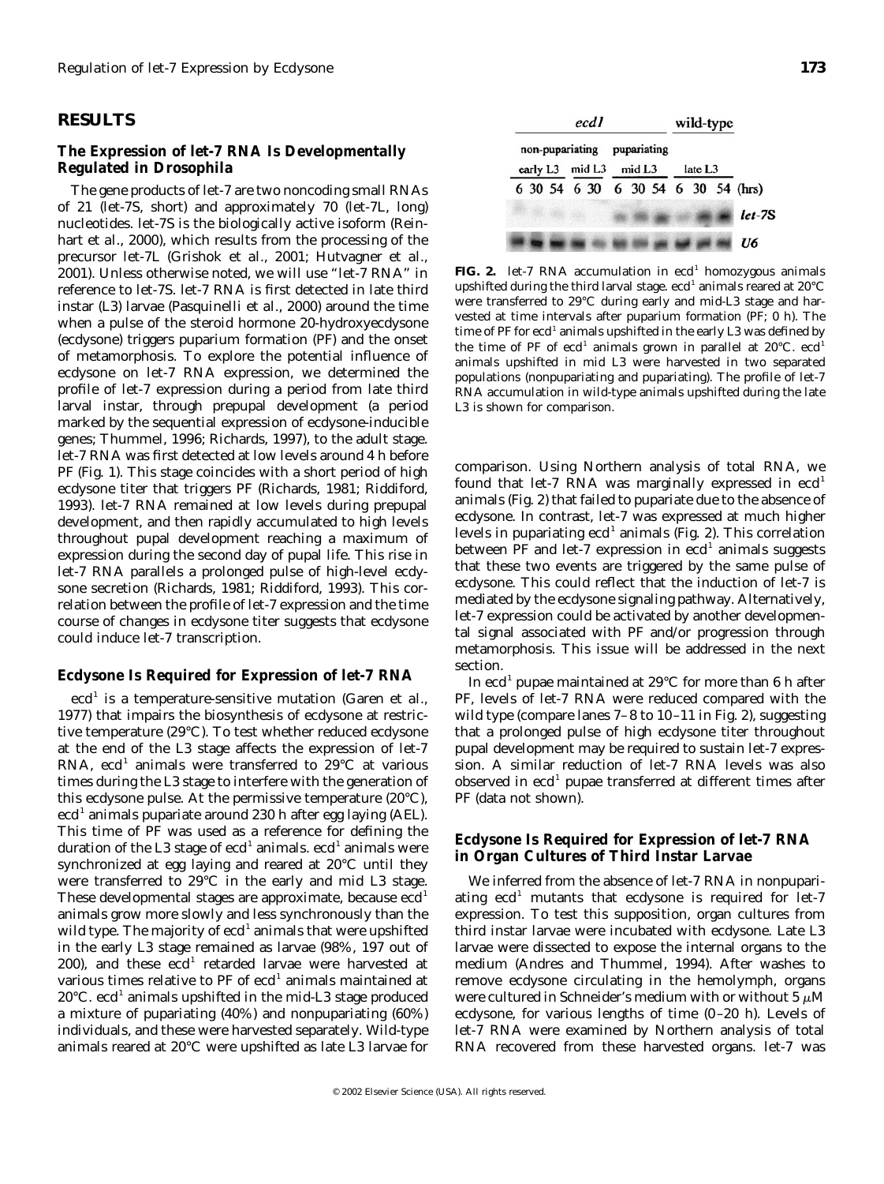## RESULTS

### The Expression of let-7 RNA Is Developmentally Regulated in *Drosophila*

The gene products of let-7 are two noncoding small RNAs of 21 (let-7S, short) and approximately 70 (let-7L, long) nucleotides. let-7S is the biologically active isoform (Reinhart et al., 2000), which results from the processing of the precursor let-7L (Grishok et al., 2001; Hutvagner et al., 2001). Unless otherwise noted, we will use "let-7 RNA" in reference to let-7S. let-7 RNA is first detected in late third instar (L3) larvae (Pasquinelli et al., 2000) around the time when a pulse of the steroid hormone 20-hydroxyecdysone (ecdysone) triggers puparium formation (PF) and the onset of metamorphosis. To explore the potential influence of ecdysone on let-7 RNA expression, we determined the profile of let-7 expression during a period from late third larval instar, through prepupal development (a period marked by the sequential expression of ecdysone-inducible genes; Thummel, 1996; Richards, 1997), to the adult stage. let-7 RNA was first detected at low levels around 4 h before PF (Fig. 1). This stage coincides with a short period of high ecdysone titer that triggers PF (Richards, 1981; Riddiford, 1993). let-7 RNA remained at low levels during prepupal development, and then rapidly accumulated to high levels throughout pupal development reaching a maximum of expression during the second day of pupal life. This rise in let-7 RNA parallels a prolonged pulse of high-level ecdysone secretion (Richards, 1981; Riddiford, 1993). This correlation between the profile of let-7 expression and the time course of changes in ecdysone titer suggests that ecdysone could induce let-7 transcription.

### Ecdysone Is Required for Expression of let-7 RNA

*ecd*[1] is a temperature-sensitive mutation (Garen et al., 1977) that impairs the biosynthesis of ecdysone at restrictive temperature (29°C). To test whether reduced ecdysone at the end of the L3 stage affects the expression of let-7 RNA, *ecd*[1] animals were transferred to 29°C at various times during the L3 stage to interfere with the generation of this ecdysone pulse. At the permissive temperature (20°C), *ecd*[1] animals pupariate around 230 h after egg laying (AEL). This time of PF was used as a reference for defining the duration of the L3 stage of *ecd*[1] animals. *ecd*[1] animals were synchronized at egg laying and reared at 20°C until they were transferred to 29°C in the early and mid L3 stage. These developmental stages are approximate, because *ecd*[1] animals grow more slowly and less synchronously than the wild type. The majority of *ecd*[1] animals that were upshifted in the early L3 stage remained as larvae (98%, 197 out of 200), and these *ecd*[1] retarded larvae were harvested at various times relative to PF of *ecd*[1] animals maintained at 20°C. *ecd*[1] animals upshifted in the mid-L3 stage produced a mixture of pupariating (40%) and nonpupariating (60%) individuals, and these were harvested separately. Wild-type animals reared at 20°C were upshifted as late L3 larvae for comparison. Using Northern analysis of total RNA, we found that let-7 RNA was marginally expressed in *ecd*[1] animals (Fig. 2) that failed to pupariate due to the absence of ecdysone. In contrast, let-7 was expressed at much higher levels in pupariating *ecd*[1] animals (Fig. 2). This correlation between PF and let-7 expression in *ecd*[1] animals suggests that these two events are triggered by the same pulse of ecdysone. This could reflect that the induction of let-7 is mediated by the ecdysone signaling pathway. Alternatively, let-7 expression could be activated by another developmental signal associated with PF and/or progression through metamorphosis. This issue will be addressed in the next section.

In *ecd*[1] pupae maintained at 29°C for more than 6 h after PF, levels of let-7 RNA were reduced compared with the wild type (compare lanes 7–8 to 10–11 in Fig. 2), suggesting that a prolonged pulse of high ecdysone titer throughout pupal development may be required to sustain let-7 expression. A similar reduction of let-7 RNA levels was also observed in *ecd*[1] pupae transferred at different times after PF (data not shown).

**FIG. 2.** let-7 RNA accumulation in *ecd*[1] homozygous animals upshifted during the third larval stage. *ecd*[1] animals reared at 20°C were transferred to 29°C during early and mid-L3 stage and harvested at time intervals after puparium formation (PF; 0 h). The time of PF for *ecd*[1] animals upshifted in the early L3 was defined by the time of PF of *ecd*[1] animals grown in parallel at 20°C. *ecd*[1] animals upshifted in mid L3 were harvested in two separated populations (nonpupariating and pupariating). The profile of let-7 RNA accumulation in wild-type animals upshifted during the late L3 is shown for comparison.

### Ecdysone Is Required for Expression of let-7 RNA in Organ Cultures of Third Instar Larvae

We inferred from the absence of let-7 RNA in nonpupariating *ecd*[1] mutants that ecdysone is required for let-7 expression. To test this supposition, organ cultures from third instar larvae were incubated with ecdysone. Late L3 larvae were dissected to expose the internal organs to the medium (Andres and Thummel, 1994). After washes to remove ecdysone circulating in the hemolymph, organs were cultured in Schneider's medium with or without 5 μM ecdysone, for various lengths of time (0–20 h). Levels of let-7 RNA were examined by Northern analysis of total RNA recovered from these harvested organs. let-7 was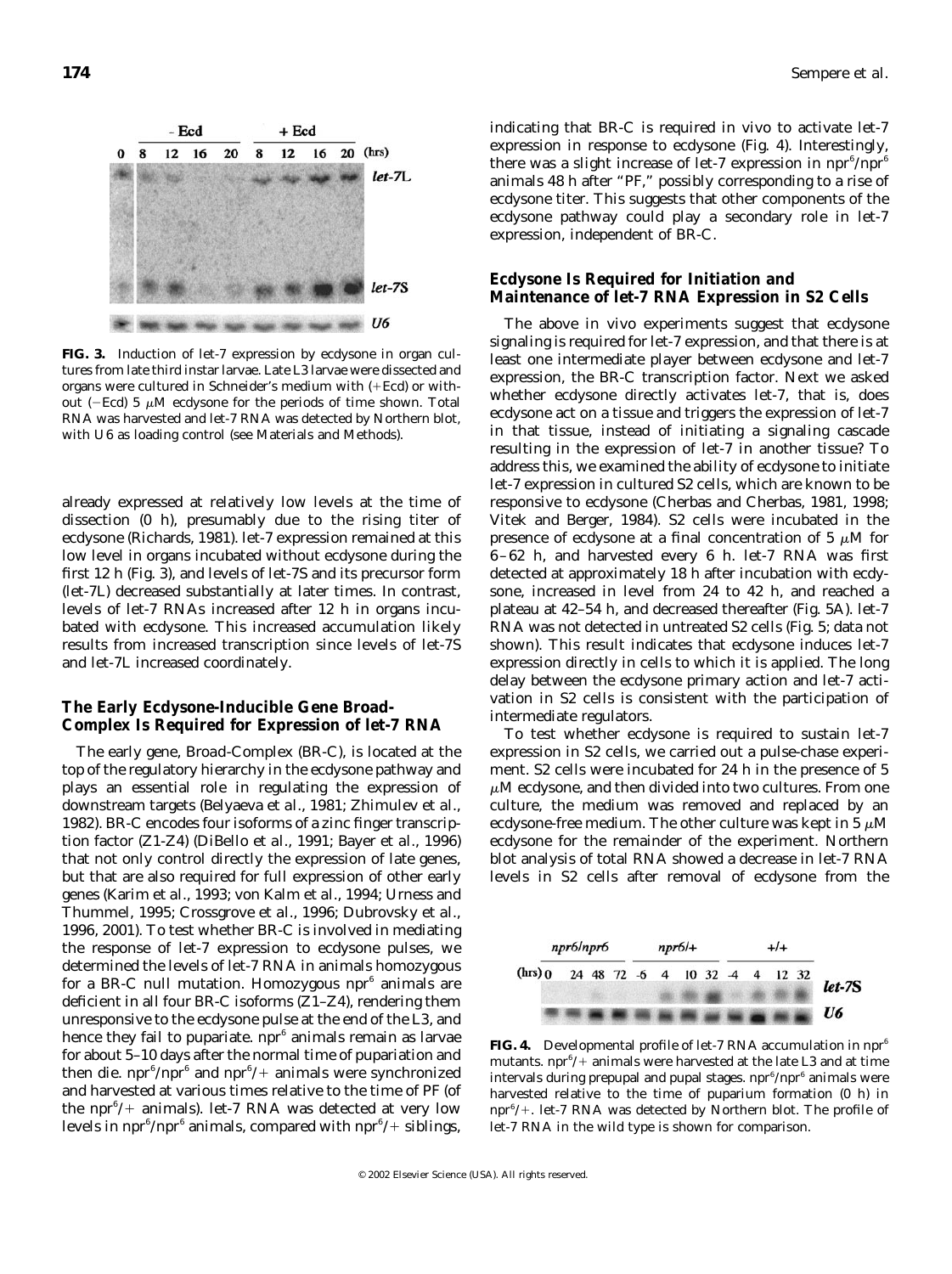**FIG. 3.** Induction of let-7 expression by ecdysone in organ cultures from late third instar larvae. Late L3 larvae were dissected and organs were cultured in Schneider's medium with (+Ecd) or without (−Ecd) 5 μM ecdysone for the periods of time shown. Total RNA was harvested and let-7 RNA was detected by Northern blot, with U6 as loading control (see Materials and Methods).

already expressed at relatively low levels at the time of dissection (0 h), presumably due to the rising titer of ecdysone (Richards, 1981). let-7 expression remained at this low level in organs incubated without ecdysone during the first 12 h (Fig. 3), and levels of let-7S and its precursor form (let-7L) decreased substantially at later times. In contrast, levels of let-7 RNAs increased after 12 h in organs incubated with ecdysone. This increased accumulation likely results from increased transcription since levels of let-7S and let-7L increased coordinately.

### The Early Ecdysone-Inducible Gene Broad-Complex Is Required for Expression of let-7 RNA

The early gene, *Broad-Complex* (*BR-C*), is located at the top of the regulatory hierarchy in the ecdysone pathway and plays an essential role in regulating the expression of downstream targets (Belyaeva *et al.*, 1981; Zhimulev *et al.*, 1982). *BR-C* encodes four isoforms of a zinc finger transcription factor (Z1-Z4) (DiBello *et al.*, 1991; Bayer *et al.*, 1996) that not only control directly the expression of late genes, but that are also required for full expression of other early genes (Karim *et al.*, 1993; von Kalm *et al.*, 1994; Urness and Thummel, 1995; Crossgrove *et al.*, 1996; Dubrovsky *et al.*, 1996, 2001). To test whether BR-C is involved in mediating the response of let-7 expression to ecdysone pulses, we determined the levels of let-7 RNA in animals homozygous for a *BR-C* null mutation. Homozygous *npr*$^6$ animals are deficient in all four BR-C isoforms (Z1–Z4), rendering them unresponsive to the ecdysone pulse at the end of the L3, and hence they fail to pupariate. *npr*$^6$ animals remain as larvae for about 5–10 days after the normal time of pupariation and then die. *npr*$^6$/*npr*$^6$ and *npr*$^6$/+ animals were synchronized and harvested at various times relative to the time of PF (of the *npr*$^6$/+ animals). let-7 RNA was detected at very low levels in *npr*$^6$/*npr*$^6$ animals, compared with *npr*$^6$/+ siblings, indicating that BR-C is required *in vivo* to activate let-7 expression in response to ecdysone (Fig. 4). Interestingly, there was a slight increase of let-7 expression in *npr*$^6$/*npr*$^6$ animals 48 h after "PF," possibly corresponding to a rise of ecdysone titer. This suggests that other components of the ecdysone pathway could play a secondary role in let-7 expression, independent of BR-C.

### Ecdysone Is Required for Initiation and Maintenance of let-7 RNA Expression in S2 Cells

The above *in vivo* experiments suggest that ecdysone signaling is required for let-7 expression, and that there is at least one intermediate player between ecdysone and let-7 expression, the BR-C transcription factor. Next we asked whether ecdysone directly activates let-7, that is, does ecdysone act on a tissue and triggers the expression of let-7 in that tissue, instead of initiating a signaling cascade resulting in the expression of let-7 in another tissue? To address this, we examined the ability of ecdysone to initiate let-7 expression in cultured S2 cells, which are known to be responsive to ecdysone (Cherbas and Cherbas, 1981, 1998; Vitek and Berger, 1984). S2 cells were incubated in the presence of ecdysone at a final concentration of 5 μM for 6–62 h, and harvested every 6 h. let-7 RNA was first detected at approximately 18 h after incubation with ecdysone, increased in level from 24 to 42 h, and reached a plateau at 42–54 h, and decreased thereafter (Fig. 5A). let-7 RNA was not detected in untreated S2 cells (Fig. 5; data not shown). This result indicates that ecdysone induces let-7 expression directly in cells to which it is applied. The long delay between the ecdysone primary action and let-7 activation in S2 cells is consistent with the participation of intermediate regulators.

To test whether ecdysone is required to sustain let-7 expression in S2 cells, we carried out a pulse-chase experiment. S2 cells were incubated for 24 h in the presence of 5 μM ecdysone, and then divided into two cultures. From one culture, the medium was removed and replaced by an ecdysone-free medium. The other culture was kept in 5 μM ecdysone for the remainder of the experiment. Northern blot analysis of total RNA showed a decrease in let-7 RNA levels in S2 cells after removal of ecdysone from the

**FIG. 4.** Developmental profile of let-7 RNA accumulation in *npr*$^6$ mutants. *npr*$^6$/+ animals were harvested at the late L3 and at time intervals during prepupal and pupal stages. *npr*$^6$/*npr*$^6$ animals were harvested relative to the time of puparium formation (0 h) in *npr*$^6$/+. let-7 RNA was detected by Northern blot. The profile of let-7 RNA in the wild type is shown for comparison.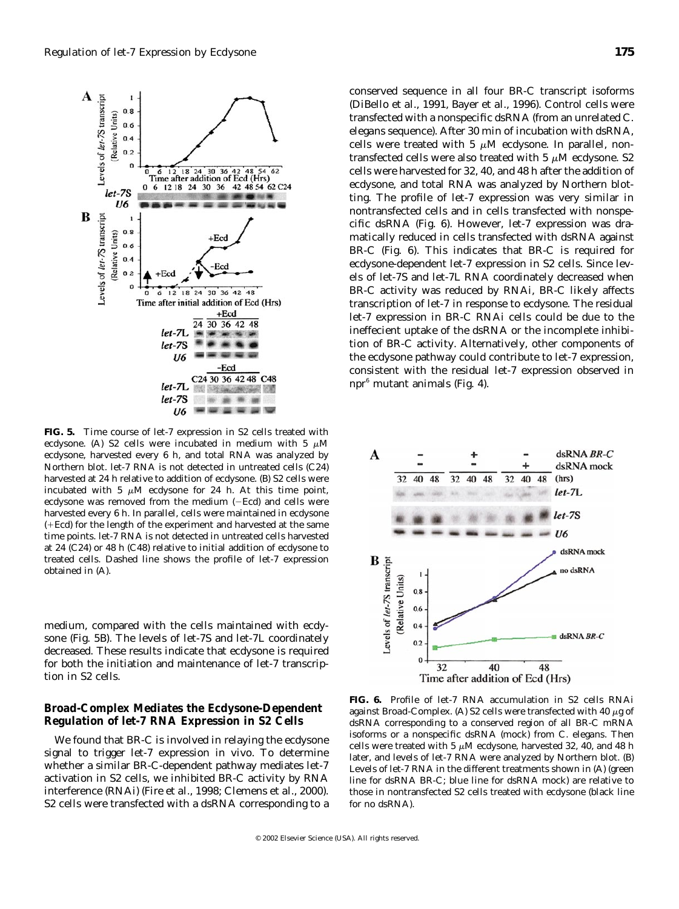**FIG. 5.** Time course of let-7 expression in S2 cells treated with ecdysone. (A) S2 cells were incubated in medium with 5 μM ecdysone, harvested every 6 h, and total RNA was analyzed by Northern blot. let-7 RNA is not detected in untreated cells (C24) harvested at 24 h relative to addition of ecdysone. (B) S2 cells were incubated with 5 μM ecdysone for 24 h. At this time point, ecdysone was removed from the medium (−Ecd) and cells were harvested every 6 h. In parallel, cells were maintained in ecdysone (+Ecd) for the length of the experiment and harvested at the same time points. let-7 RNA is not detected in untreated cells harvested at 24 (C24) or 48 h (C48) relative to initial addition of ecdysone to treated cells. Dashed line shows the profile of let-7 expression obtained in (A).

medium, compared with the cells maintained with ecdysone (Fig. 5B). The levels of let-7S and let-7L coordinately decreased. These results indicate that ecdysone is required for both the initiation and maintenance of let-7 transcription in S2 cells.

## Broad-Complex Mediates the Ecdysone-Dependent Regulation of let-7 RNA Expression in S2 Cells

We found that BR-C is involved in relaying the ecdysone signal to trigger let-7 expression in vivo. To determine whether a similar BR-C-dependent pathway mediates let-7 activation in S2 cells, we inhibited BR-C activity by RNA interference (RNAi) (Fire et al., 1998; Clemens et al., 2000). S2 cells were transfected with a dsRNA corresponding to a conserved sequence in all four BR-C transcript isoforms (DiBello et al., 1991, Bayer et al., 1996). Control cells were transfected with a nonspecific dsRNA (from an unrelated *C. elegans* sequence). After 30 min of incubation with dsRNA, cells were treated with 5 μM ecdysone. In parallel, nontransfected cells were also treated with 5 μM ecdysone. S2 cells were harvested for 32, 40, and 48 h after the addition of ecdysone, and total RNA was analyzed by Northern blotting. The profile of let-7 expression was very similar in nontransfected cells and in cells transfected with nonspecific dsRNA (Fig. 6). However, let-7 expression was dramatically reduced in cells transfected with dsRNA against BR-C (Fig. 6). This indicates that BR-C is required for ecdysone-dependent let-7 expression in S2 cells. Since levels of let-7S and let-7L RNA coordinately decreased when BR-C activity was reduced by RNAi, BR-C likely affects transcription of let-7 in response to ecdysone. The residual let-7 expression in BR-C RNAi cells could be due to the ineffecient uptake of the dsRNA or the incomplete inhibition of BR-C activity. Alternatively, other components of the ecdysone pathway could contribute to let-7 expression, consistent with the residual let-7 expression observed in *npr*[6] mutant animals (Fig. 4).

**FIG. 6.** Profile of let-7 RNA accumulation in S2 cells RNAi against Broad-Complex. (A) S2 cells were transfected with 40 μg of dsRNA corresponding to a conserved region of all BR-C mRNA isoforms or a nonspecific dsRNA (mock) from *C. elegans*. Then cells were treated with 5 μM ecdysone, harvested 32, 40, and 48 h later, and levels of let-7 RNA were analyzed by Northern blot. (B) Levels of let-7 RNA in the different treatments shown in (A) (green line for dsRNA BR-C; blue line for dsRNA mock) are relative to those in nontransfected S2 cells treated with ecdysone (black line for no dsRNA).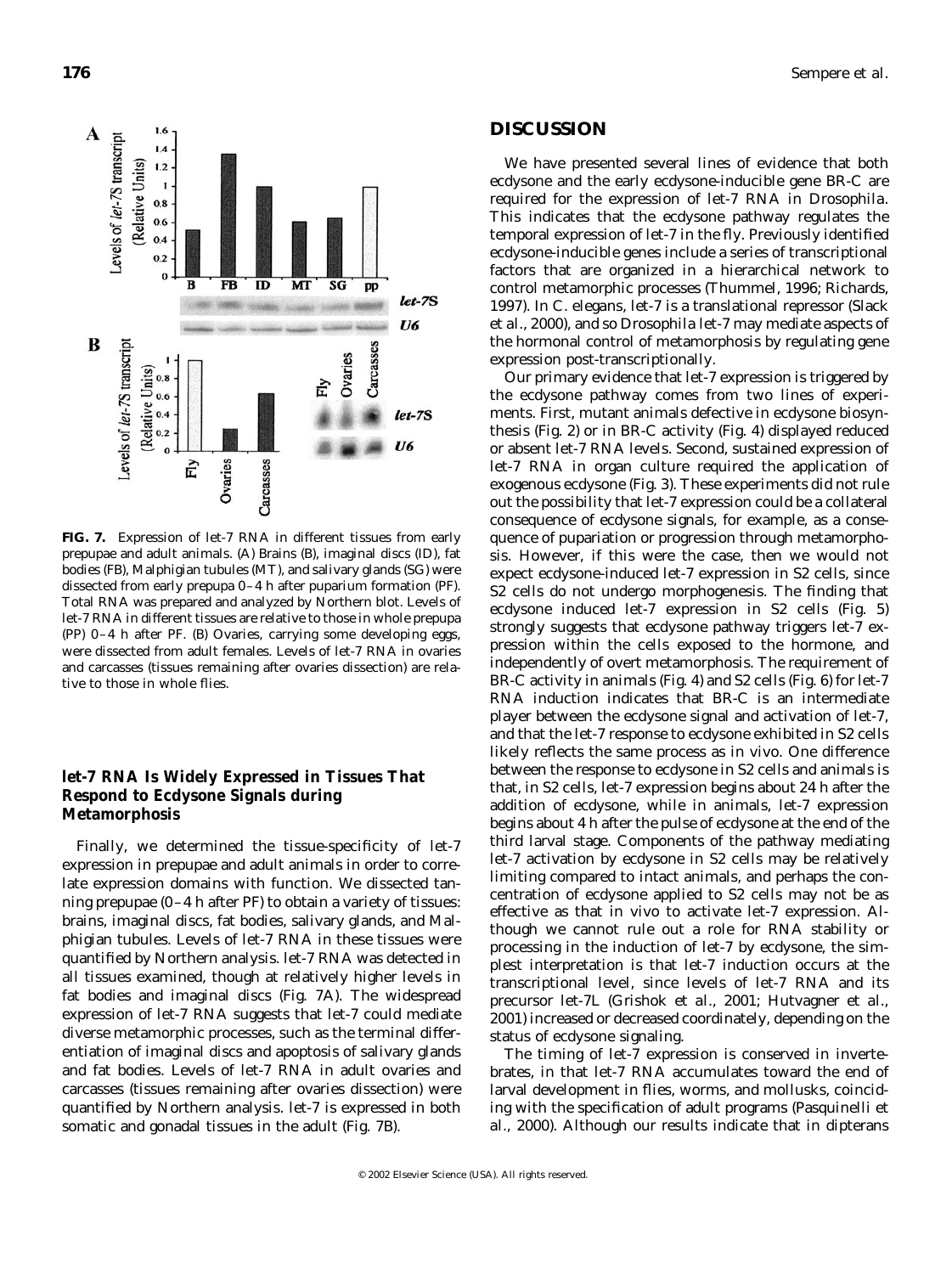**FIG. 7.** Expression of let-7 RNA in different tissues from early prepupae and adult animals. (A) Brains (B), imaginal discs (ID), fat bodies (FB), Malphigian tubules (MT), and salivary glands (SG) were dissected from early prepupa 0–4 h after puparium formation (PF). Total RNA was prepared and analyzed by Northern blot. Levels of let-7 RNA in different tissues are relative to those in whole prepupa (PP) 0–4 h after PF. (B) Ovaries, carrying some developing eggs, were dissected from adult females. Levels of let-7 RNA in ovaries and carcasses (tissues remaining after ovaries dissection) are relative to those in whole flies.

### let-7 RNA Is Widely Expressed in Tissues That Respond to Ecdysone Signals during Metamorphosis

Finally, we determined the tissue-specificity of let-7 expression in prepupae and adult animals in order to correlate expression domains with function. We dissected tanning prepupae (0–4 h after PF) to obtain a variety of tissues: brains, imaginal discs, fat bodies, salivary glands, and Malphigian tubules. Levels of let-7 RNA in these tissues were quantified by Northern analysis. let-7 RNA was detected in all tissues examined, though at relatively higher levels in fat bodies and imaginal discs (Fig. 7A). The widespread expression of let-7 RNA suggests that let-7 could mediate diverse metamorphic processes, such as the terminal differentiation of imaginal discs and apoptosis of salivary glands and fat bodies. Levels of let-7 RNA in adult ovaries and carcasses (tissues remaining after ovaries dissection) were quantified by Northern analysis. let-7 is expressed in both somatic and gonadal tissues in the adult (Fig. 7B).

## DISCUSSION

We have presented several lines of evidence that both ecdysone and the early ecdysone-inducible gene BR-C are required for the expression of let-7 RNA in *Drosophila*. This indicates that the ecdysone pathway regulates the temporal expression of let-7 in the fly. Previously identified ecdysone-inducible genes include a series of transcriptional factors that are organized in a hierarchical network to control metamorphic processes (Thummel, 1996; Richards, 1997). In *C. elegans*, let-7 is a translational repressor (Slack et al., 2000), and so *Drosophila* let-7 may mediate aspects of the hormonal control of metamorphosis by regulating gene expression post-transcriptionally.

Our primary evidence that let-7 expression is triggered by the ecdysone pathway comes from two lines of experiments. First, mutant animals defective in ecdysone biosynthesis (Fig. 2) or in BR-C activity (Fig. 4) displayed reduced or absent let-7 RNA levels. Second, sustained expression of let-7 RNA in organ culture required the application of exogenous ecdysone (Fig. 3). These experiments did not rule out the possibility that let-7 expression could be a collateral consequence of ecdysone signals, for example, as a consequence of pupariation or progression through metamorphosis. However, if this were the case, then we would not expect ecdysone-induced let-7 expression in S2 cells, since S2 cells do not undergo morphogenesis. The finding that ecdysone induced let-7 expression in S2 cells (Fig. 5) strongly suggests that ecdysone pathway triggers let-7 expression within the cells exposed to the hormone, and independently of overt metamorphosis. The requirement of BR-C activity in animals (Fig. 4) and S2 cells (Fig. 6) for let-7 RNA induction indicates that BR-C is an intermediate player between the ecdysone signal and activation of let-7, and that the let-7 response to ecdysone exhibited in S2 cells likely reflects the same process as in vivo. One difference between the response to ecdysone in S2 cells and animals is that, in S2 cells, let-7 expression begins about 24 h after the addition of ecdysone, while in animals, let-7 expression begins about 4 h after the pulse of ecdysone at the end of the third larval stage. Components of the pathway mediating let-7 activation by ecdysone in S2 cells may be relatively limiting compared to intact animals, and perhaps the concentration of ecdysone applied to S2 cells may not be as effective as that in vivo to activate let-7 expression. Although we cannot rule out a role for RNA stability or processing in the induction of let-7 by ecdysone, the simplest interpretation is that let-7 induction occurs at the transcriptional level, since levels of let-7 RNA and its precursor let-7L (Grishok et al., 2001; Hutvagner et al., 2001) increased or decreased coordinately, depending on the status of ecdysone signaling.

The timing of let-7 expression is conserved in invertebrates, in that let-7 RNA accumulates toward the end of larval development in flies, worms, and mollusks, coinciding with the specification of adult programs (Pasquinelli et al., 2000). Although our results indicate that in dipterans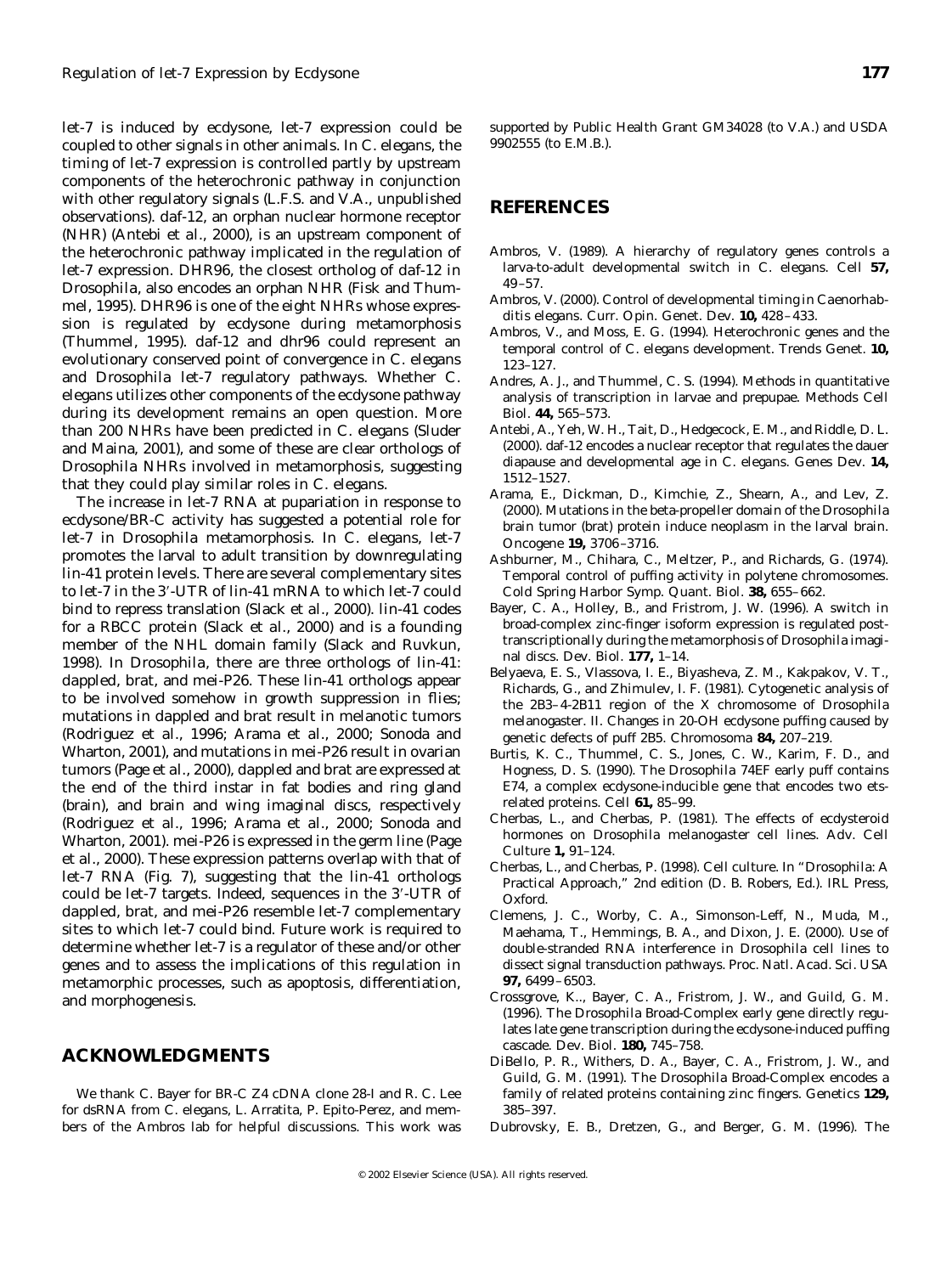let-7 is induced by ecdysone, let-7 expression could be coupled to other signals in other animals. In *C. elegans*, the timing of let-7 expression is controlled partly by upstream components of the heterochronic pathway in conjunction with other regulatory signals (L.F.S. and V.A., unpublished observations). daf-12, an orphan nuclear hormone receptor (NHR) (Antebi *et al.*, 2000), is an upstream component of the heterochronic pathway implicated in the regulation of let-7 expression. DHR96, the closest ortholog of daf-12 in *Drosophila*, also encodes an orphan NHR (Fisk and Thummel, 1995). DHR96 is one of the eight NHRs whose expression is regulated by ecdysone during metamorphosis (Thummel, 1995). daf-12 and dhr96 could represent an evolutionary conserved point of convergence in *C. elegans* and *Drosophila* let-7 regulatory pathways. Whether *C. elegans* utilizes other components of the ecdysone pathway during its development remains an open question. More than 200 NHRs have been predicted in *C. elegans* (Sluder and Maina, 2001), and some of these are clear orthologs of *Drosophila* NHRs involved in metamorphosis, suggesting that they could play similar roles in *C. elegans*.

The increase in let-7 RNA at pupariation in response to ecdysone/BR-C activity has suggested a potential role for let-7 in *Drosophila* metamorphosis. In *C. elegans*, let-7 promotes the larval to adult transition by downregulating lin-41 protein levels. There are several complementary sites to let-7 in the 3′-UTR of lin-41 mRNA to which let-7 could bind to repress translation (Slack *et al.*, 2000). lin-41 codes for a RBCC protein (Slack *et al.*, 2000) and is a founding member of the NHL domain family (Slack and Ruvkun, 1998). In *Drosophila*, there are three orthologs of lin-41: dappled, brat, and mei-P26. These lin-41 orthologs appear to be involved somehow in growth suppression in flies; mutations in dappled and brat result in melanotic tumors (Rodriguez *et al.*, 1996; Arama *et al.*, 2000; Sonoda and Wharton, 2001), and mutations in mei-P26 result in ovarian tumors (Page *et al.*, 2000), dappled and brat are expressed at the end of the third instar in fat bodies and ring gland (brain), and brain and wing imaginal discs, respectively (Rodriguez *et al.*, 1996; Arama *et al.*, 2000; Sonoda and Wharton, 2001). mei-P26 is expressed in the germ line (Page *et al.*, 2000). These expression patterns overlap with that of let-7 RNA (Fig. 7), suggesting that the lin-41 orthologs could be let-7 targets. Indeed, sequences in the 3′-UTR of dappled, brat, and mei-P26 resemble let-7 complementary sites to which let-7 could bind. Future work is required to determine whether let-7 is a regulator of these and/or other genes and to assess the implications of this regulation in metamorphic processes, such as apoptosis, differentiation, and morphogenesis.

## ACKNOWLEDGMENTS

We thank C. Bayer for BR-C Z4 cDNA clone 28-I and R. C. Lee for dsRNA from *C. elegans*, L. Arratita, P. Epito-Perez, and members of the Ambros lab for helpful discussions. This work was supported by Public Health Grant GM34028 (to V.A.) and USDA 9902555 (to E.M.B.).

## REFERENCES

Ambros, V. (1989). A hierarchy of regulatory genes controls a larva-to-adult developmental switch in *C. elegans*. *Cell* **57,** 49–57.

Ambros, V. (2000). Control of developmental timing in *Caenorhabditis elegans*. *Curr. Opin. Genet. Dev.* **10,** 428–433.

Ambros, V., and Moss, E. G. (1994). Heterochronic genes and the temporal control of *C. elegans* development. *Trends Genet.* **10,** 123–127.

Andres, A. J., and Thummel, C. S. (1994). Methods in quantitative analysis of transcription in larvae and prepupae. *Methods Cell Biol.* **44,** 565–573.

Antebi, A., Yeh, W. H., Tait, D., Hedgecock, E. M., and Riddle, D. L. (2000). daf-12 encodes a nuclear receptor that regulates the dauer diapause and developmental age in *C. elegans*. *Genes Dev.* **14,** 1512–1527.

Arama, E., Dickman, D., Kimchie, Z., Shearn, A., and Lev, Z. (2000). Mutations in the beta-propeller domain of the *Drosophila* brain tumor (brat) protein induce neoplasm in the larval brain. *Oncogene* **19,** 3706–3716.

Ashburner, M., Chihara, C., Meltzer, P., and Richards, G. (1974). Temporal control of puffing activity in polytene chromosomes. *Cold Spring Harbor Symp. Quant. Biol.* **38,** 655–662.

Bayer, C. A., Holley, B., and Fristrom, J. W. (1996). A switch in broad-complex zinc-finger isoform expression is regulated posttranscriptionally during the metamorphosis of *Drosophila* imaginal discs. *Dev. Biol.* **177,** 1–14.

Belyaeva, E. S., Vlassova, I. E., Biyasheva, Z. M., Kakpakov, V. T., Richards, G., and Zhimulev, I. F. (1981). Cytogenetic analysis of the 2B3–4-2B11 region of the X chromosome of *Drosophila melanogaster*. II. Changes in 20-OH ecdysone puffing caused by genetic defects of puff 2B5. *Chromosoma* **84,** 207–219.

Burtis, K. C., Thummel, C. S., Jones, C. W., Karim, F. D., and Hogness, D. S. (1990). The *Drosophila* 74EF early puff contains E74, a complex ecdysone-inducible gene that encodes two ets-related proteins. *Cell* **61,** 85–99.

Cherbas, L., and Cherbas, P. (1981). The effects of ecdysteroid hormones on *Drosophila melanogaster* cell lines. *Adv. Cell Culture* **1,** 91–124.

Cherbas, L., and Cherbas, P. (1998). Cell culture. In "*Drosophila*: A Practical Approach," 2nd edition (D. B. Robers, Ed.). IRL Press, Oxford.

Clemens, J. C., Worby, C. A., Simonson-Leff, N., Muda, M., Maehama, T., Hemmings, B. A., and Dixon, J. E. (2000). Use of double-stranded RNA interference in *Drosophila* cell lines to dissect signal transduction pathways. *Proc. Natl. Acad. Sci. USA* **97,** 6499–6503.

Crossgrove, K.., Bayer, C. A., Fristrom, J. W., and Guild, G. M. (1996). The *Drosophila* Broad-Complex early gene directly regulates late gene transcription during the ecdysone-induced puffing cascade. *Dev. Biol.* **180,** 745–758.

DiBello, P. R., Withers, D. A., Bayer, C. A., Fristrom, J. W., and Guild, G. M. (1991). The *Drosophila* Broad-Complex encodes a family of related proteins containing zinc fingers. *Genetics* **129,** 385–397.

Dubrovsky, E. B., Dretzen, G., and Berger, G. M. (1996). The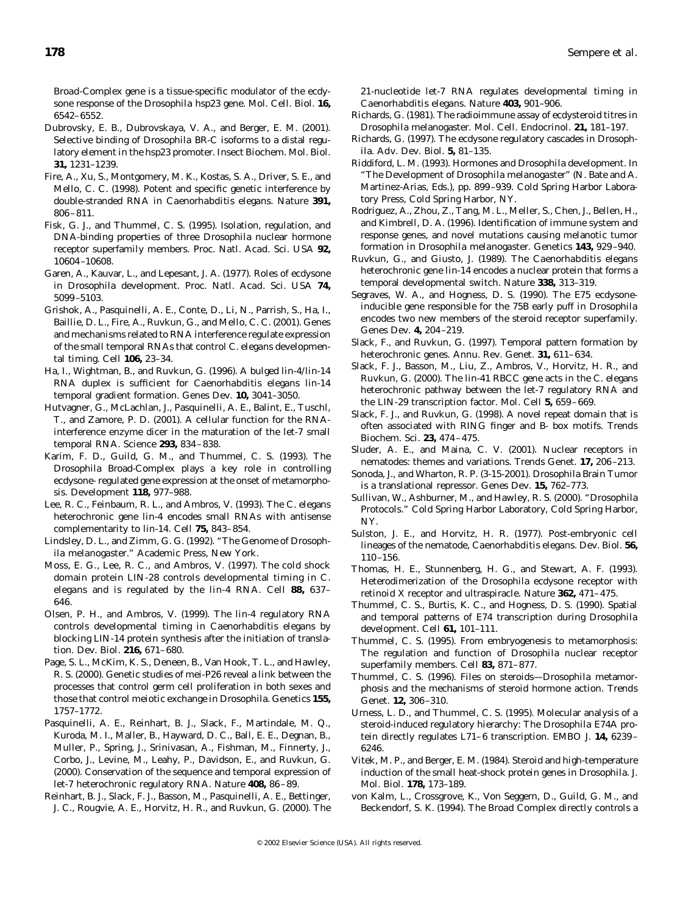Broad-Complex gene is a tissue-specific modulator of the ecdysone response of the *Drosophila hsp23* gene. *Mol. Cell. Biol.* **16,** 6542–6552.

Dubrovsky, E. B., Dubrovskaya, V. A., and Berger, E. M. (2001). Selective binding of Drosophila BR-C isoforms to a distal regulatory element in the hsp23 promoter. *Insect Biochem. Mol. Biol.* **31,** 1231–1239.

Fire, A., Xu, S., Montgomery, M. K., Kostas, S. A., Driver, S. E., and Mello, C. C. (1998). Potent and specific genetic interference by double-stranded RNA in *Caenorhabditis elegans. Nature* **391,** 806–811.

Fisk, G. J., and Thummel, C. S. (1995). Isolation, regulation, and DNA-binding properties of three Drosophila nuclear hormone receptor superfamily members. *Proc. Natl. Acad. Sci. USA* **92,** 10604–10608.

Garen, A., Kauvar, L., and Lepesant, J. A. (1977). Roles of ecdysone in *Drosophila* development. *Proc. Natl. Acad. Sci. USA* **74,** 5099–5103.

Grishok, A., Pasquinelli, A. E., Conte, D., Li, N., Parrish, S., Ha, I., Baillie, D. L., Fire, A., Ruvkun, G., and Mello, C. C. (2001). Genes and mechanisms related to RNA interference regulate expression of the small temporal RNAs that control C. elegans developmental timing. *Cell* **106,** 23–34.

Ha, I., Wightman, B., and Ruvkun, G. (1996). A bulged lin-4/lin-14 RNA duplex is sufficient for *Caenorhabditis elegans* lin-14 temporal gradient formation. *Genes Dev.* **10,** 3041–3050.

Hutvagner, G., McLachlan, J., Pasquinelli, A. E., Balint, E., Tuschl, T., and Zamore, P. D. (2001). A cellular function for the RNA-interference enzyme dicer in the maturation of the let-7 small temporal RNA. *Science* **293,** 834–838.

Karim, F. D., Guild, G. M., and Thummel, C. S. (1993). The *Drosophila* Broad-Complex plays a key role in controlling ecdysone-regulated gene expression at the onset of metamorphosis. *Development* **118,** 977–988.

Lee, R. C., Feinbaum, R. L., and Ambros, V. (1993). The *C. elegans* heterochronic gene *lin-4* encodes small RNAs with antisense complementarity to *lin-14. Cell* **75,** 843–854.

Lindsley, D. L., and Zimm, G. G. (1992). "The Genome of *Drosophila melanogaster*." Academic Press, New York.

Moss, E. G., Lee, R. C., and Ambros, V. (1997). The cold shock domain protein LIN-28 controls developmental timing in *C. elegans* and is regulated by the *lin-4* RNA. *Cell* **88,** 637–646.

Olsen, P. H., and Ambros, V. (1999). The *lin-4* regulatory RNA controls developmental timing in *Caenorhabditis elegans* by blocking LIN-14 protein synthesis after the initiation of translation. *Dev. Biol.* **216,** 671–680.

Page, S. L., McKim, K. S., Deneen, B., Van Hook, T. L., and Hawley, R. S. (2000). Genetic studies of mei-P26 reveal a link between the processes that control germ cell proliferation in both sexes and those that control meiotic exchange in Drosophila. *Genetics* **155,** 1757–1772.

Pasquinelli, A. E., Reinhart, B. J., Slack, F., Martindale, M. Q., Kuroda, M. I., Maller, B., Hayward, D. C., Ball, E. E., Degnan, B., Muller, P., Spring, J., Srinivasan, A., Fishman, M., Finnerty, J., Corbo, J., Levine, M., Leahy, P., Davidson, E., and Ruvkun, G. (2000). Conservation of the sequence and temporal expression of let-7 heterochronic regulatory RNA. *Nature* **408,** 86–89.

Reinhart, B. J., Slack, F. J., Basson, M., Pasquinelli, A. E., Bettinger, J. C., Rougvie, A. E., Horvitz, H. R., and Ruvkun, G. (2000). The 21-nucleotide let-7 RNA regulates developmental timing in *Caenorhabditis elegans. Nature* **403,** 901–906.

Richards, G. (1981). The radioimmune assay of ecdysteroid titres in *Drosophila melanogaster. Mol. Cell. Endocrinol.* **21,** 181–197.

Richards, G. (1997). The ecdysone regulatory cascades in *Drosophila. Adv. Dev. Biol.* **5,** 81–135.

Riddiford, L. M. (1993). Hormones and *Drosophila* development. In "The Development of *Drosophila melanogaster*" (N. Bate and A. Martinez-Arias, Eds.), pp. 899–939. Cold Spring Harbor Laboratory Press, Cold Spring Harbor, NY.

Rodriguez, A., Zhou, Z., Tang, M. L., Meller, S., Chen, J., Bellen, H., and Kimbrell, D. A. (1996). Identification of immune system and response genes, and novel mutations causing melanotic tumor formation in *Drosophila melanogaster. Genetics* **143,** 929–940.

Ruvkun, G., and Giusto, J. (1989). The *Caenorhabditis elegans* heterochronic gene lin-14 encodes a nuclear protein that forms a temporal developmental switch. *Nature* **338,** 313–319.

Segraves, W. A., and Hogness, D. S. (1990). The E75 ecdysone-inducible gene responsible for the 75B early puff in *Drosophila* encodes two new members of the steroid receptor superfamily. *Genes Dev.* **4,** 204–219.

Slack, F., and Ruvkun, G. (1997). Temporal pattern formation by heterochronic genes. *Annu. Rev. Genet.* **31,** 611–634.

Slack, F. J., Basson, M., Liu, Z., Ambros, V., Horvitz, H. R., and Ruvkun, G. (2000). The lin-41 RBCC gene acts in the C. elegans heterochronic pathway between the let-7 regulatory RNA and the LIN-29 transcription factor. *Mol. Cell* **5,** 659–669.

Slack, F. J., and Ruvkun, G. (1998). A novel repeat domain that is often associated with RING finger and B- box motifs. *Trends Biochem. Sci.* **23,** 474–475.

Sluder, A. E., and Maina, C. V. (2001). Nuclear receptors in nematodes: themes and variations. *Trends Genet.* **17,** 206–213.

Sonoda, J., and Wharton, R. P. (3-15-2001). Drosophila Brain Tumor is a translational repressor. *Genes Dev.* **15,** 762–773.

Sullivan, W., Ashburner, M., and Hawley, R. S. (2000). "Drosophila Protocols." Cold Spring Harbor Laboratory, Cold Spring Harbor, NY.

Sulston, J. E., and Horvitz, H. R. (1977). Post-embryonic cell lineages of the nematode, *Caenorhabditis elegans. Dev. Biol.* **56,** 110–156.

Thomas, H. E., Stunnenberg, H. G., and Stewart, A. F. (1993). Heterodimerization of the *Drosophila* ecdysone receptor with retinoid X receptor and ultraspiracle. *Nature* **362,** 471–475.

Thummel, C. S., Burtis, K. C., and Hogness, D. S. (1990). Spatial and temporal patterns of E74 transcription during *Drosophila* development. *Cell* **61,** 101–111.

Thummel, C. S. (1995). From embryogenesis to metamorphosis: The regulation and function of *Drosophila* nuclear receptor superfamily members. *Cell* **83,** 871–877.

Thummel, C. S. (1996). Files on steroids—*Drosophila* metamorphosis and the mechanisms of steroid hormone action. *Trends Genet.* **12,** 306–310.

Urness, L. D., and Thummel, C. S. (1995). Molecular analysis of a steroid-induced regulatory hierarchy: The Drosophila E74A protein directly regulates L71–6 transcription. *EMBO J.* **14,** 6239–6246.

Vitek, M. P., and Berger, E. M. (1984). Steroid and high-temperature induction of the small heat-shock protein genes in Drosophila. *J. Mol. Biol.* **178,** 173–189.

von Kalm, L., Crossgrove, K., Von Seggern, D., Guild, G. M., and Beckendorf, S. K. (1994). The Broad Complex directly controls a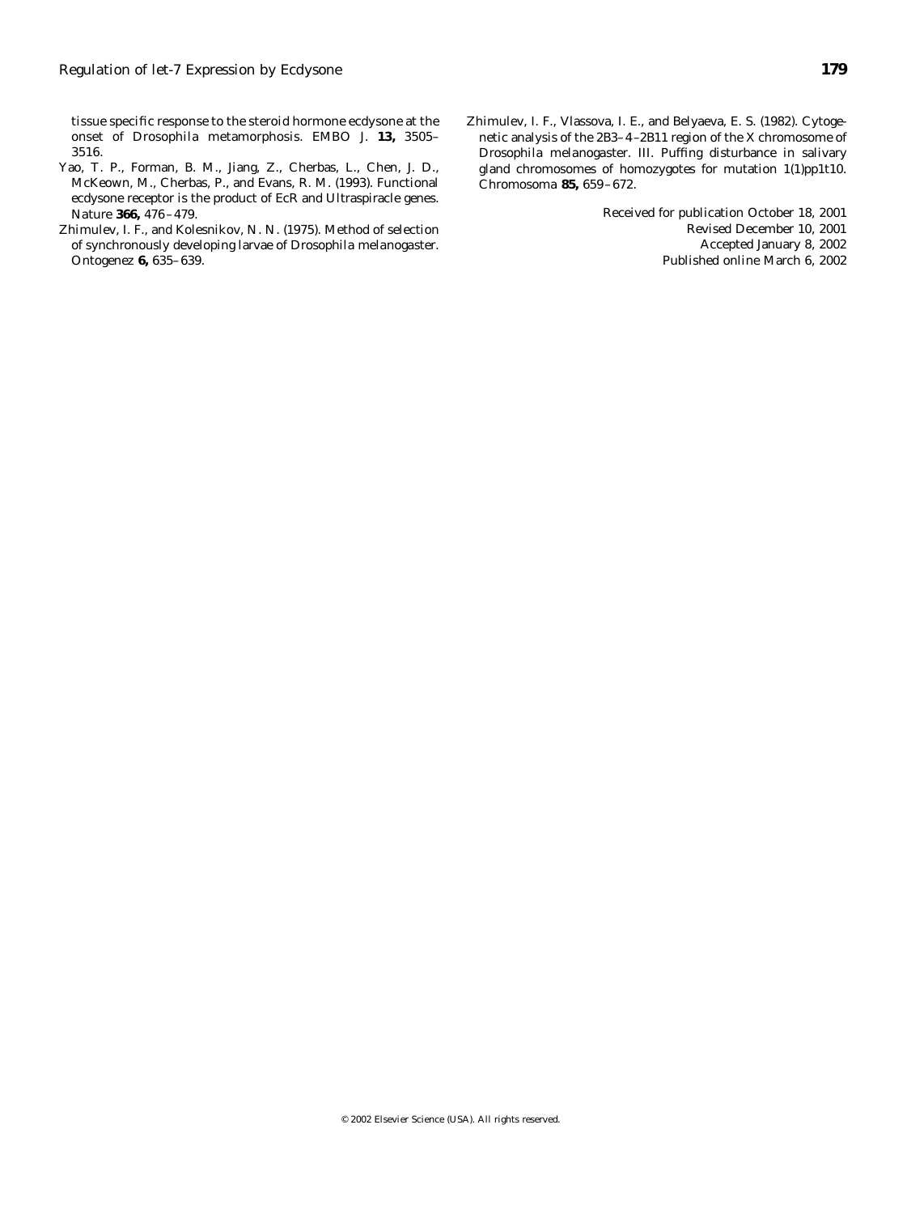tissue specific response to the steroid hormone ecdysone at the onset of *Drosophila* metamorphosis. *EMBO J.* **13,** 3505–3516.

Yao, T. P., Forman, B. M., Jiang, Z., Cherbas, L., Chen, J. D., McKeown, M., Cherbas, P., and Evans, R. M. (1993). Functional ecdysone receptor is the product of *EcR* and *Ultraspiracle* genes. *Nature* **366,** 476–479.

Zhimulev, I. F., and Kolesnikov, N. N. (1975). Method of selection of synchronously developing larvae of *Drosophila melanogaster*. *Ontogenez* **6,** 635–639.

Zhimulev, I. F., Vlassova, I. E., and Belyaeva, E. S. (1982). Cytogenetic analysis of the 2B3–4–2B11 region of the X chromosome of *Drosophila melanogaster*. III. Puffing disturbance in salivary gland chromosomes of homozygotes for mutation *1(1)pp1t10*. *Chromosoma* **85,** 659–672.

Received for publication October 18, 2001
Revised December 10, 2001
Accepted January 8, 2002
Published online March 6, 2002

© 2002 Elsevier Science (USA). All rights reserved.